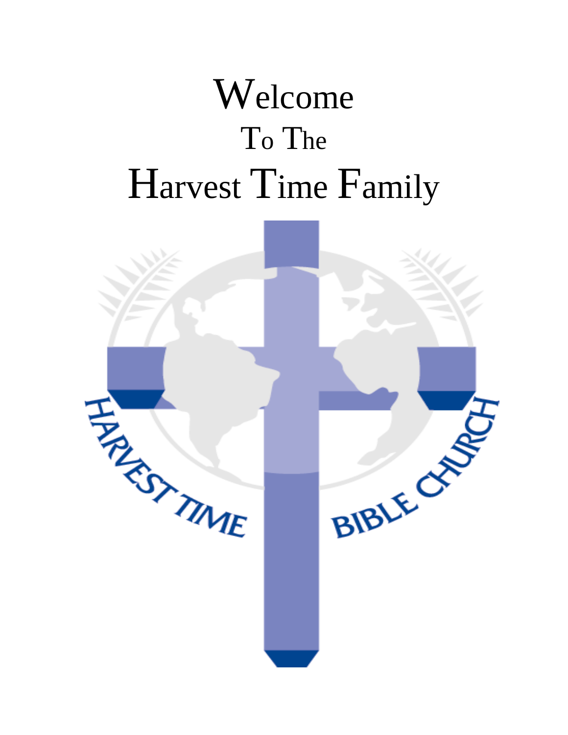# Welcome
## To The
# Harvest Time Family

HARVEST TIME BIBLE CHURCH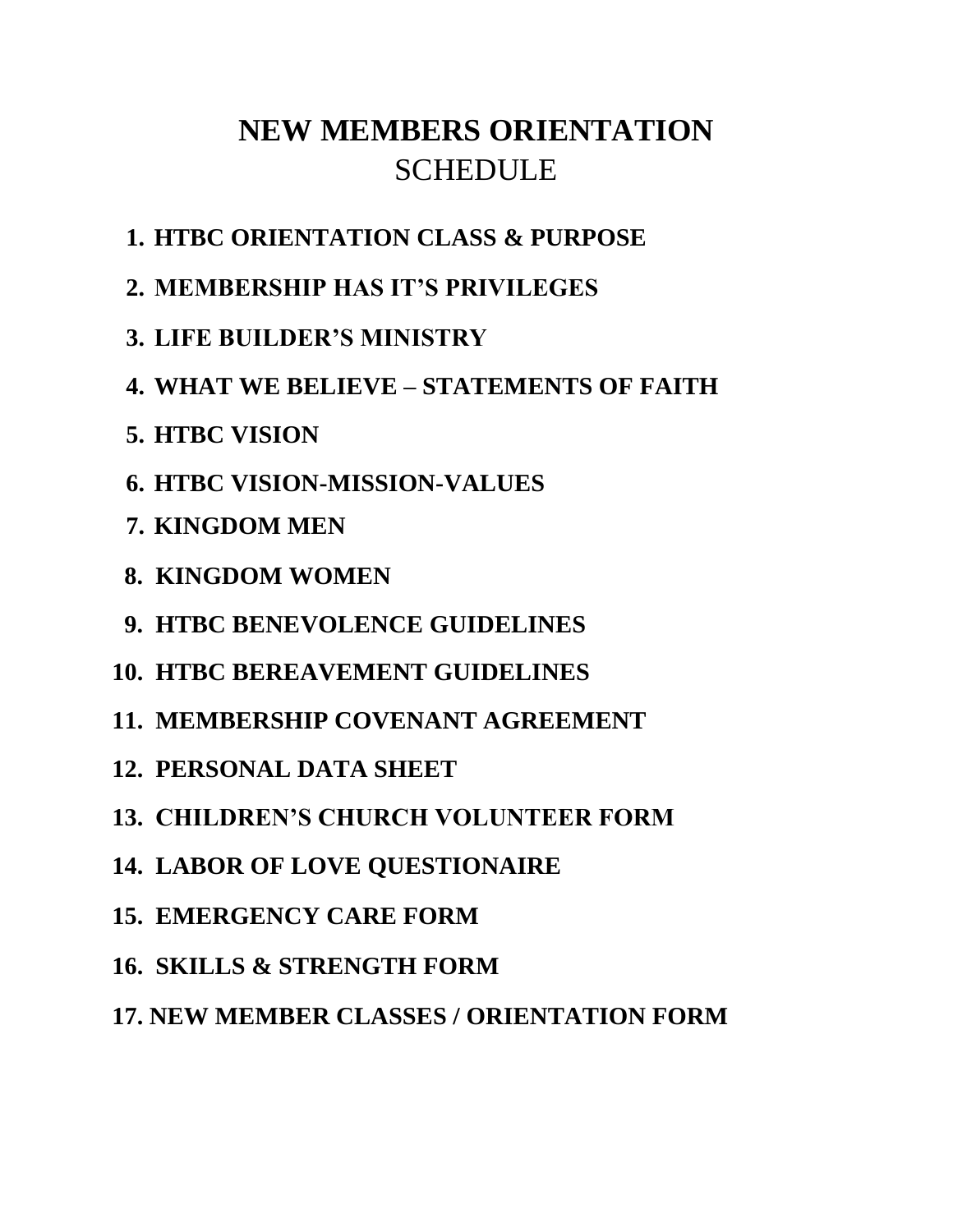# NEW MEMBERS ORIENTATION
## SCHEDULE

1. **HTBC ORIENTATION CLASS & PURPOSE**
2. **MEMBERSHIP HAS IT'S PRIVILEGES**
3. **LIFE BUILDER'S MINISTRY**
4. **WHAT WE BELIEVE – STATEMENTS OF FAITH**
5. **HTBC VISION**
6. **HTBC VISION-MISSION-VALUES**
7. **KINGDOM MEN**
8. **KINGDOM WOMEN**
9. **HTBC BENEVOLENCE GUIDELINES**
10. **HTBC BEREAVEMENT GUIDELINES**
11. **MEMBERSHIP COVENANT AGREEMENT**
12. **PERSONAL DATA SHEET**
13. **CHILDREN'S CHURCH VOLUNTEER FORM**
14. **LABOR OF LOVE QUESTIONAIRE**
15. **EMERGENCY CARE FORM**
16. **SKILLS & STRENGTH FORM**
17. **NEW MEMBER CLASSES / ORIENTATION FORM**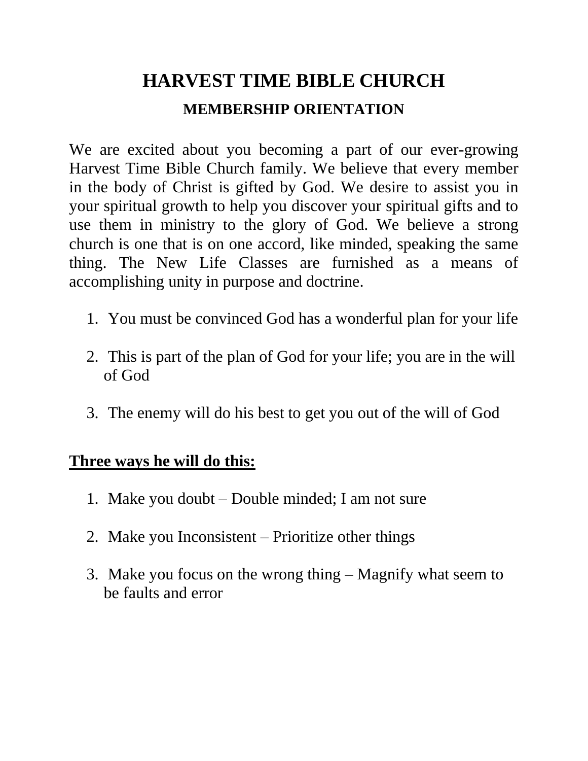# HARVEST TIME BIBLE CHURCH

## MEMBERSHIP ORIENTATION

We are excited about you becoming a part of our ever-growing Harvest Time Bible Church family. We believe that every member in the body of Christ is gifted by God. We desire to assist you in your spiritual growth to help you discover your spiritual gifts and to use them in ministry to the glory of God. We believe a strong church is one that is on one accord, like minded, speaking the same thing. The New Life Classes are furnished as a means of accomplishing unity in purpose and doctrine.

1. You must be convinced God has a wonderful plan for your life
2. This is part of the plan of God for your life; you are in the will of God
3. The enemy will do his best to get you out of the will of God

**<u>Three ways he will do this:</u>**

1. Make you doubt – Double minded; I am not sure
2. Make you Inconsistent – Prioritize other things
3. Make you focus on the wrong thing – Magnify what seem to be faults and error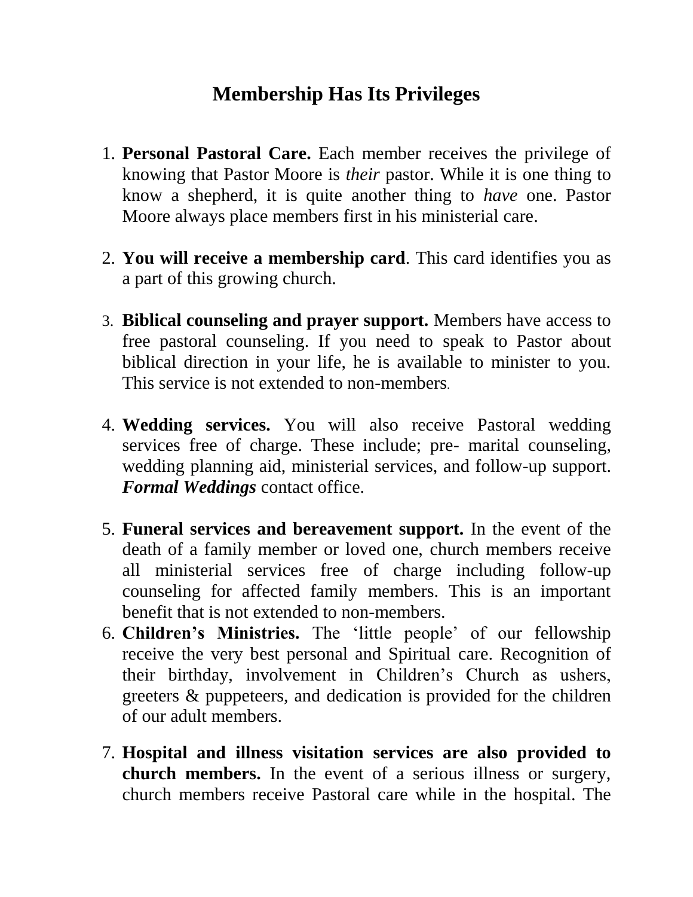# Membership Has Its Privileges

1. **Personal Pastoral Care.** Each member receives the privilege of knowing that Pastor Moore is *their* pastor. While it is one thing to know a shepherd, it is quite another thing to *have* one. Pastor Moore always place members first in his ministerial care.

2. **You will receive a membership card**. This card identifies you as a part of this growing church.

3. **Biblical counseling and prayer support.** Members have access to free pastoral counseling. If you need to speak to Pastor about biblical direction in your life, he is available to minister to you. This service is not extended to non-members.

4. **Wedding services.** You will also receive Pastoral wedding services free of charge. These include; pre- marital counseling, wedding planning aid, ministerial services, and follow-up support. ***Formal Weddings*** contact office.

5. **Funeral services and bereavement support.** In the event of the death of a family member or loved one, church members receive all ministerial services free of charge including follow-up counseling for affected family members. This is an important benefit that is not extended to non-members.
6. **Children's Ministries.** The 'little people' of our fellowship receive the very best personal and Spiritual care. Recognition of their birthday, involvement in Children's Church as ushers, greeters & puppeteers, and dedication is provided for the children of our adult members.

7. **Hospital and illness visitation services are also provided to church members.** In the event of a serious illness or surgery, church members receive Pastoral care while in the hospital. The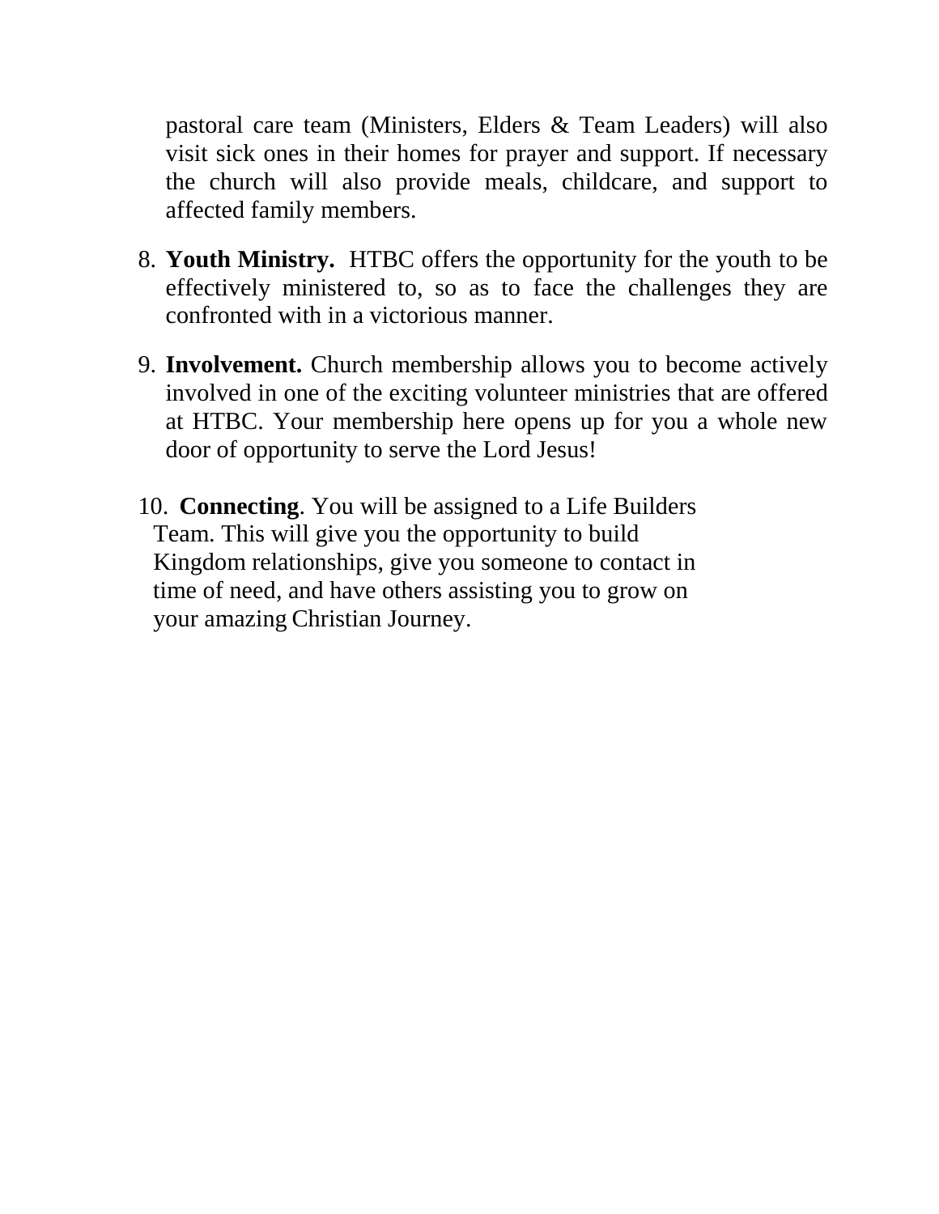pastoral care team (Ministers, Elders & Team Leaders) will also visit sick ones in their homes for prayer and support. If necessary the church will also provide meals, childcare, and support to affected family members.

8. **Youth Ministry.** HTBC offers the opportunity for the youth to be effectively ministered to, so as to face the challenges they are confronted with in a victorious manner.

9. **Involvement.** Church membership allows you to become actively involved in one of the exciting volunteer ministries that are offered at HTBC. Your membership here opens up for you a whole new door of opportunity to serve the Lord Jesus!

10. **Connecting**. You will be assigned to a Life Builders Team. This will give you the opportunity to build Kingdom relationships, give you someone to contact in time of need, and have others assisting you to grow on your amazing Christian Journey.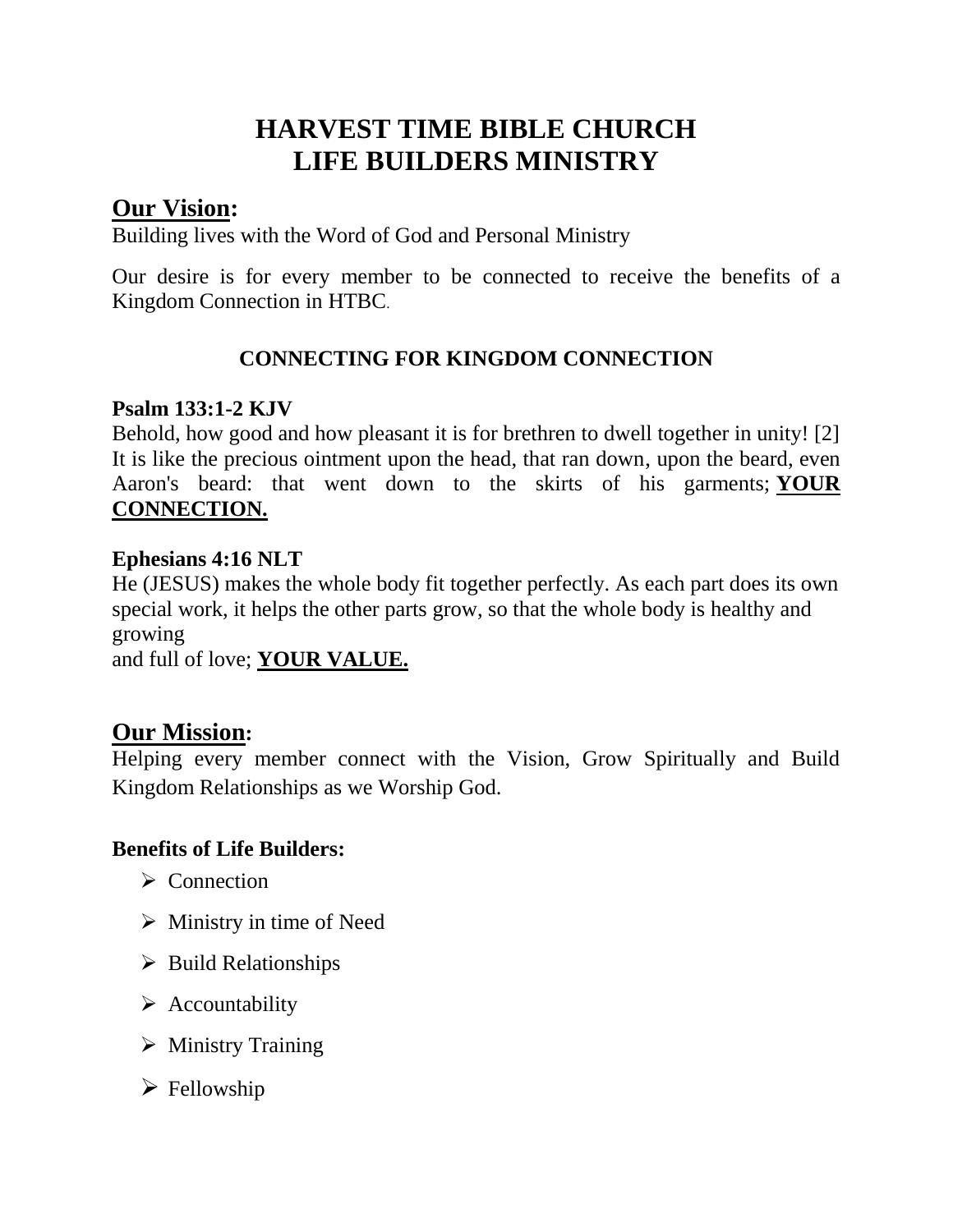# HARVEST TIME BIBLE CHURCH
# LIFE BUILDERS MINISTRY

## Our Vision:

Building lives with the Word of God and Personal Ministry

Our desire is for every member to be connected to receive the benefits of a Kingdom Connection in HTBC.

### CONNECTING FOR KINGDOM CONNECTION

**Psalm 133:1-2 KJV**
Behold, how good and how pleasant it is for brethren to dwell together in unity! [2] It is like the precious ointment upon the head, that ran down, upon the beard, even Aaron's beard: that went down to the skirts of his garments; **YOUR CONNECTION.**

**Ephesians 4:16 NLT**
He (JESUS) makes the whole body fit together perfectly. As each part does its own special work, it helps the other parts grow, so that the whole body is healthy and growing
and full of love; **YOUR VALUE.**

## Our Mission:

Helping every member connect with the Vision, Grow Spiritually and Build Kingdom Relationships as we Worship God.

**Benefits of Life Builders:**

- Connection
- Ministry in time of Need
- Build Relationships
- Accountability
- Ministry Training
- Fellowship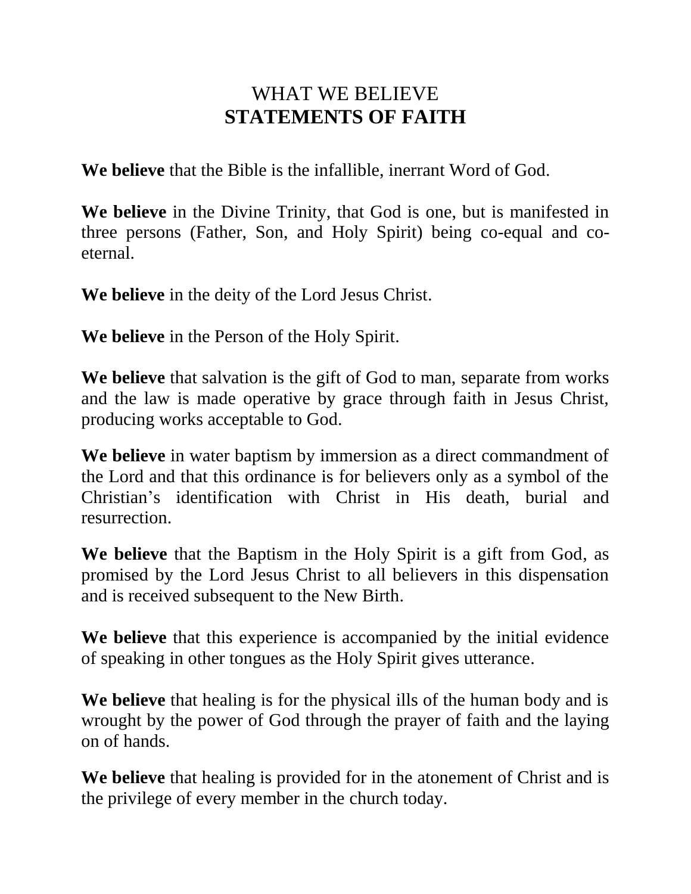# WHAT WE BELIEVE
# **STATEMENTS OF FAITH**

**We believe** that the Bible is the infallible, inerrant Word of God.

**We believe** in the Divine Trinity, that God is one, but is manifested in three persons (Father, Son, and Holy Spirit) being co-equal and co-eternal.

**We believe** in the deity of the Lord Jesus Christ.

**We believe** in the Person of the Holy Spirit.

**We believe** that salvation is the gift of God to man, separate from works and the law is made operative by grace through faith in Jesus Christ, producing works acceptable to God.

**We believe** in water baptism by immersion as a direct commandment of the Lord and that this ordinance is for believers only as a symbol of the Christian's identification with Christ in His death, burial and resurrection.

**We believe** that the Baptism in the Holy Spirit is a gift from God, as promised by the Lord Jesus Christ to all believers in this dispensation and is received subsequent to the New Birth.

**We believe** that this experience is accompanied by the initial evidence of speaking in other tongues as the Holy Spirit gives utterance.

**We believe** that healing is for the physical ills of the human body and is wrought by the power of God through the prayer of faith and the laying on of hands.

**We believe** that healing is provided for in the atonement of Christ and is the privilege of every member in the church today.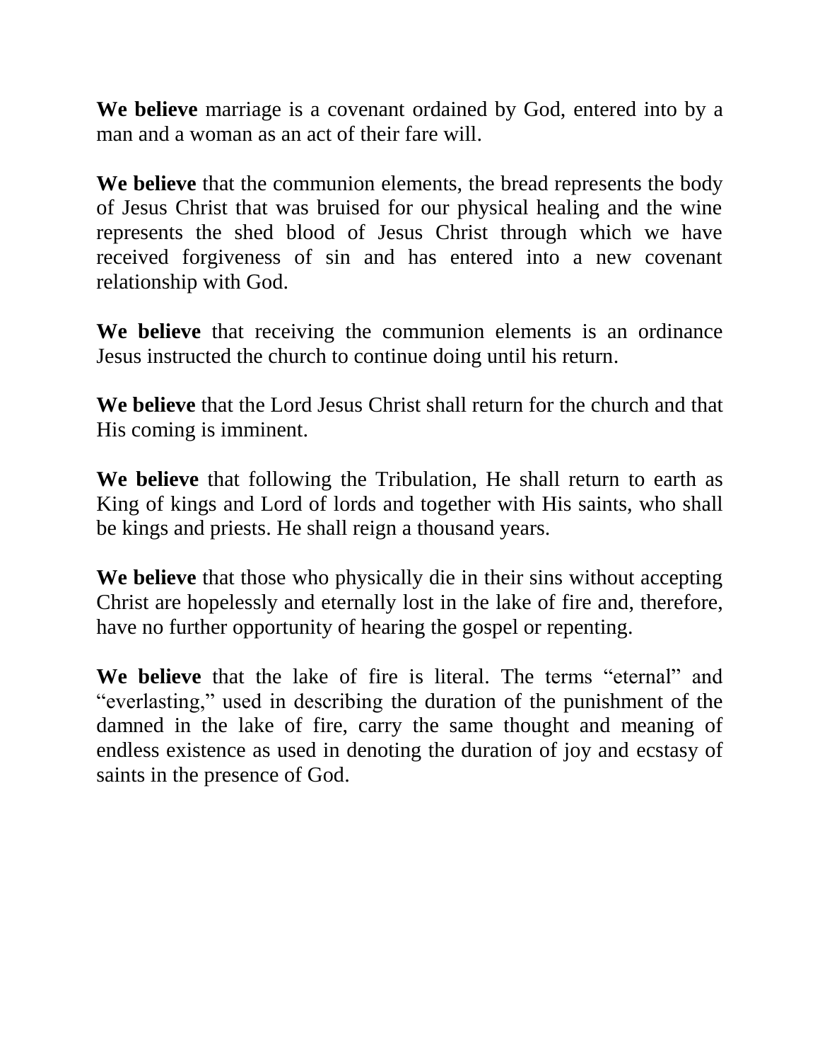**We believe** marriage is a covenant ordained by God, entered into by a man and a woman as an act of their fare will.

**We believe** that the communion elements, the bread represents the body of Jesus Christ that was bruised for our physical healing and the wine represents the shed blood of Jesus Christ through which we have received forgiveness of sin and has entered into a new covenant relationship with God.

**We believe** that receiving the communion elements is an ordinance Jesus instructed the church to continue doing until his return.

**We believe** that the Lord Jesus Christ shall return for the church and that His coming is imminent.

**We believe** that following the Tribulation, He shall return to earth as King of kings and Lord of lords and together with His saints, who shall be kings and priests. He shall reign a thousand years.

**We believe** that those who physically die in their sins without accepting Christ are hopelessly and eternally lost in the lake of fire and, therefore, have no further opportunity of hearing the gospel or repenting.

**We believe** that the lake of fire is literal. The terms "eternal" and "everlasting," used in describing the duration of the punishment of the damned in the lake of fire, carry the same thought and meaning of endless existence as used in denoting the duration of joy and ecstasy of saints in the presence of God.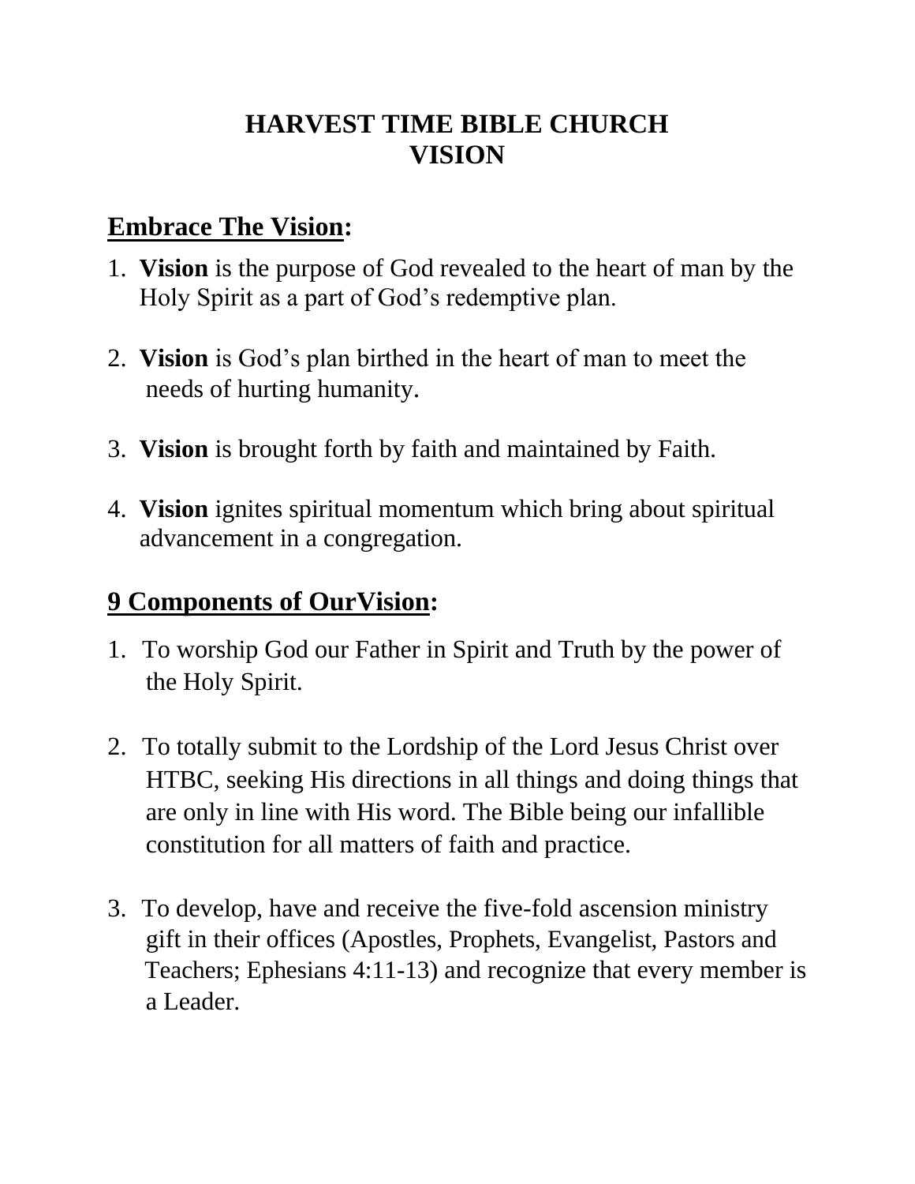# HARVEST TIME BIBLE CHURCH VISION

## Embrace The Vision:

1. **Vision** is the purpose of God revealed to the heart of man by the Holy Spirit as a part of God's redemptive plan.

2. **Vision** is God's plan birthed in the heart of man to meet the needs of hurting humanity.

3. **Vision** is brought forth by faith and maintained by Faith.

4. **Vision** ignites spiritual momentum which bring about spiritual advancement in a congregation.

## 9 Components of OurVision:

1. To worship God our Father in Spirit and Truth by the power of the Holy Spirit.

2. To totally submit to the Lordship of the Lord Jesus Christ over HTBC, seeking His directions in all things and doing things that are only in line with His word. The Bible being our infallible constitution for all matters of faith and practice.

3. To develop, have and receive the five-fold ascension ministry gift in their offices (Apostles, Prophets, Evangelist, Pastors and Teachers; Ephesians 4:11-13) and recognize that every member is a Leader.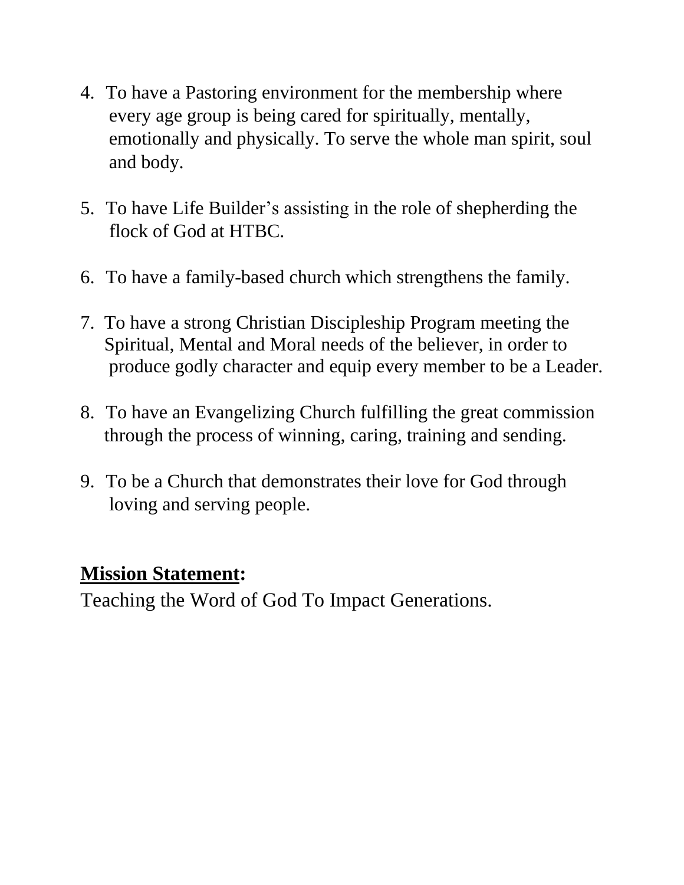4. To have a Pastoring environment for the membership where every age group is being cared for spiritually, mentally, emotionally and physically. To serve the whole man spirit, soul and body.

5. To have Life Builder's assisting in the role of shepherding the flock of God at HTBC.

6. To have a family-based church which strengthens the family.

7. To have a strong Christian Discipleship Program meeting the Spiritual, Mental and Moral needs of the believer, in order to produce godly character and equip every member to be a Leader.

8. To have an Evangelizing Church fulfilling the great commission through the process of winning, caring, training and sending.

9. To be a Church that demonstrates their love for God through loving and serving people.

**Mission Statement:**
Teaching the Word of God To Impact Generations.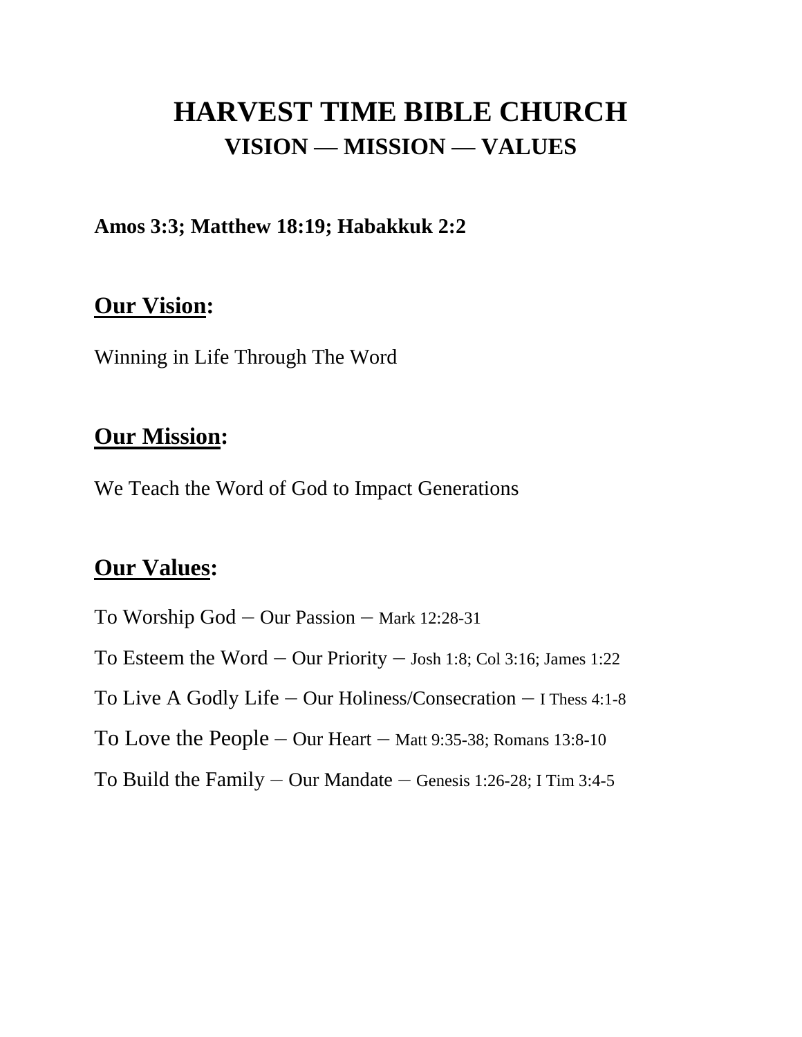# HARVEST TIME BIBLE CHURCH

## VISION — MISSION — VALUES

**Amos 3:3; Matthew 18:19; Habakkuk 2:2**

### **Our Vision:**

Winning in Life Through The Word

### **Our Mission:**

We Teach the Word of God to Impact Generations

### **Our Values:**

To Worship God – Our Passion – Mark 12:28-31

To Esteem the Word – Our Priority – Josh 1:8; Col 3:16; James 1:22

To Live A Godly Life – Our Holiness/Consecration – I Thess 4:1-8

To Love the People – Our Heart – Matt 9:35-38; Romans 13:8-10

To Build the Family – Our Mandate – Genesis 1:26-28; I Tim 3:4-5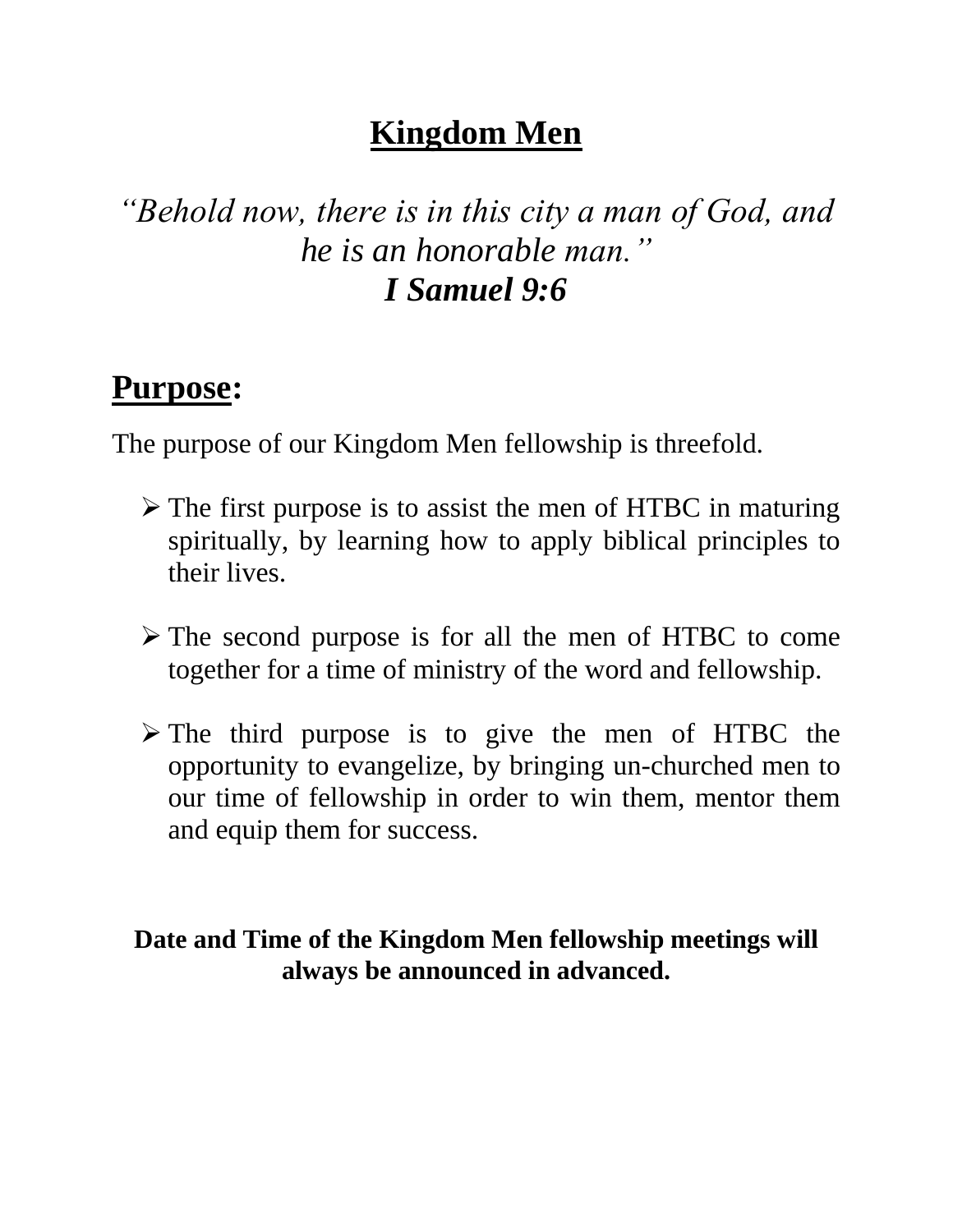# Kingdom Men

*"Behold now, there is in this city a man of God, and he is an honorable man."*
***I Samuel 9:6***

## Purpose:

The purpose of our Kingdom Men fellowship is threefold.

- The first purpose is to assist the men of HTBC in maturing spiritually, by learning how to apply biblical principles to their lives.

- The second purpose is for all the men of HTBC to come together for a time of ministry of the word and fellowship.

- The third purpose is to give the men of HTBC the opportunity to evangelize, by bringing un-churched men to our time of fellowship in order to win them, mentor them and equip them for success.

**Date and Time of the Kingdom Men fellowship meetings will always be announced in advanced.**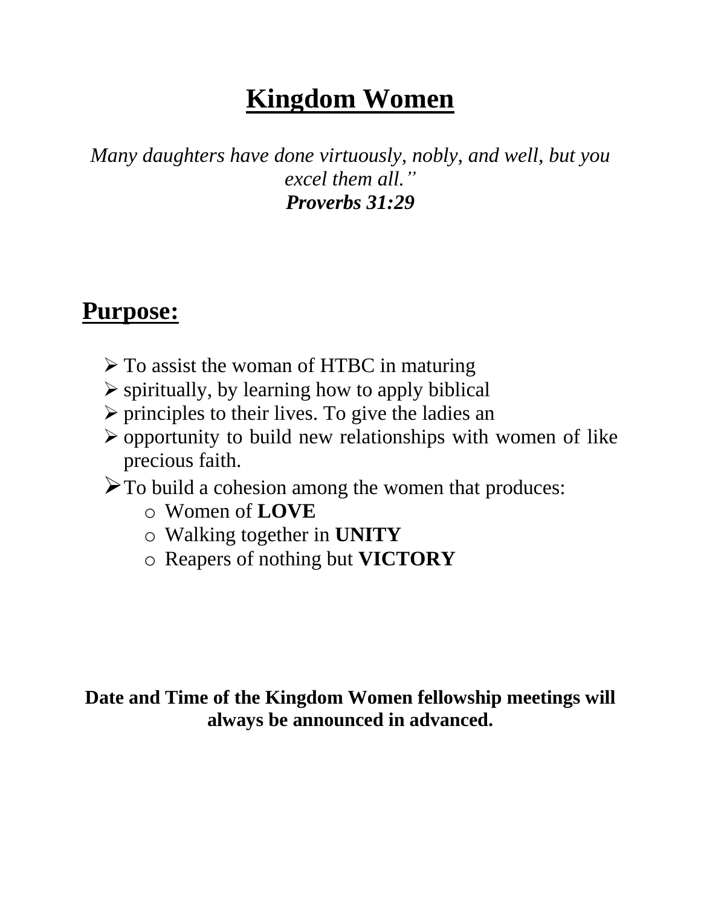# Kingdom Women

*Many daughters have done virtuously, nobly, and well, but you excel them all."*
***Proverbs 31:29***

## Purpose:

- To assist the woman of HTBC in maturing
- spiritually, by learning how to apply biblical
- principles to their lives. To give the ladies an
- opportunity to build new relationships with women of like precious faith.
- To build a cohesion among the women that produces:
  - Women of **LOVE**
  - Walking together in **UNITY**
  - Reapers of nothing but **VICTORY**

**Date and Time of the Kingdom Women fellowship meetings will always be announced in advanced.**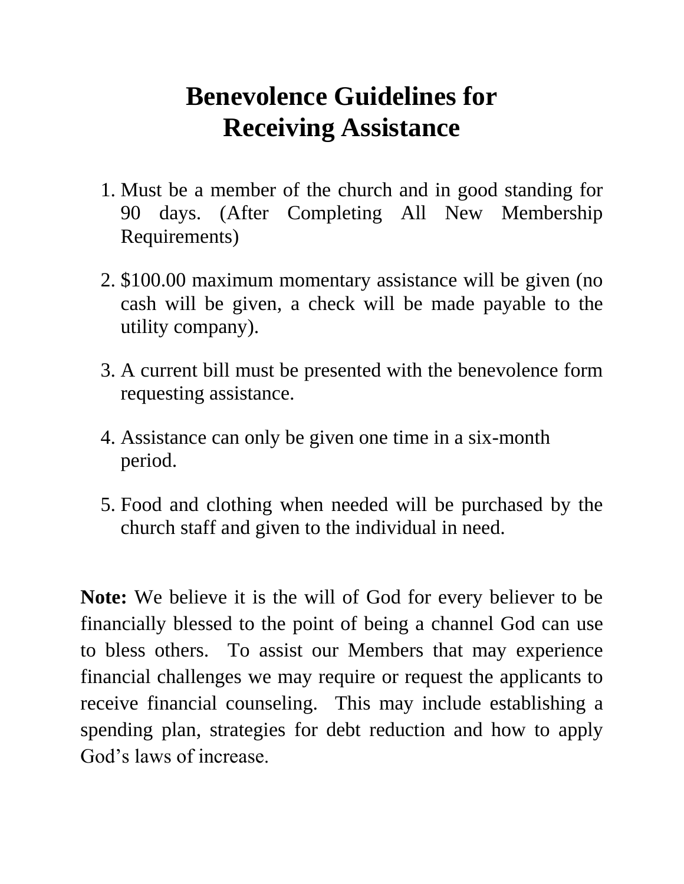# Benevolence Guidelines for Receiving Assistance

1. Must be a member of the church and in good standing for 90 days. (After Completing All New Membership Requirements)

2. $100.00 maximum momentary assistance will be given (no cash will be given, a check will be made payable to the utility company).

3. A current bill must be presented with the benevolence form requesting assistance.

4. Assistance can only be given one time in a six-month period.

5. Food and clothing when needed will be purchased by the church staff and given to the individual in need.

**Note:** We believe it is the will of God for every believer to be financially blessed to the point of being a channel God can use to bless others. To assist our Members that may experience financial challenges we may require or request the applicants to receive financial counseling. This may include establishing a spending plan, strategies for debt reduction and how to apply God's laws of increase.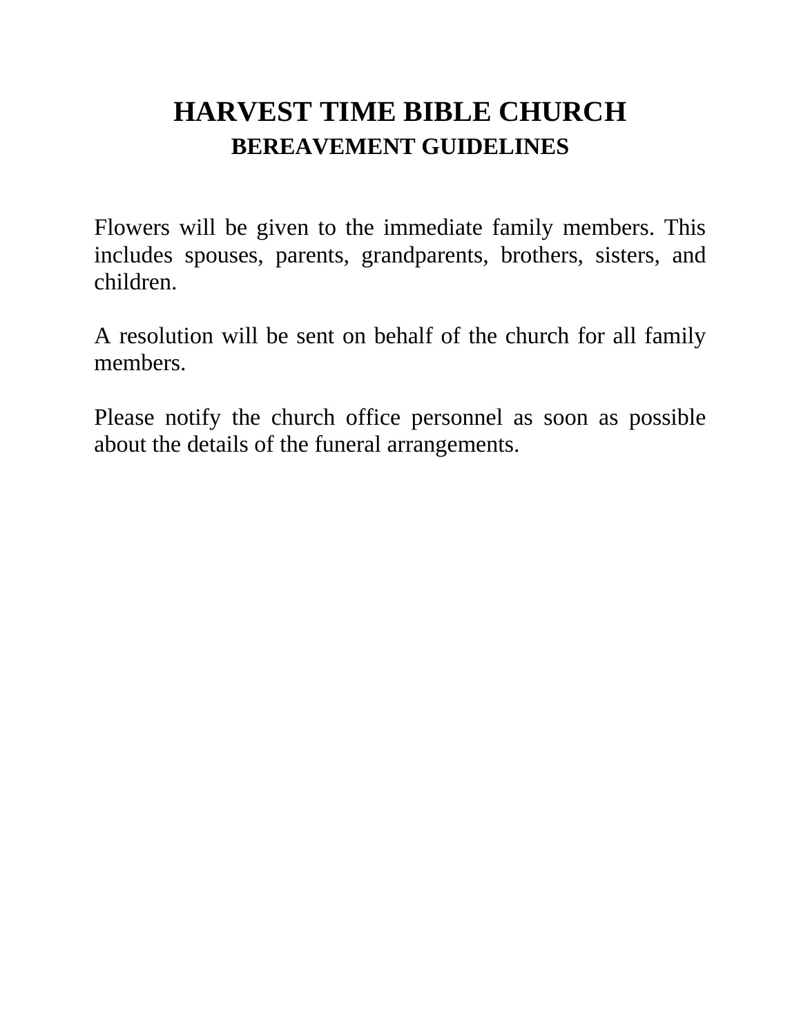# HARVEST TIME BIBLE CHURCH

## BEREAVEMENT GUIDELINES

Flowers will be given to the immediate family members. This includes spouses, parents, grandparents, brothers, sisters, and children.

A resolution will be sent on behalf of the church for all family members.

Please notify the church office personnel as soon as possible about the details of the funeral arrangements.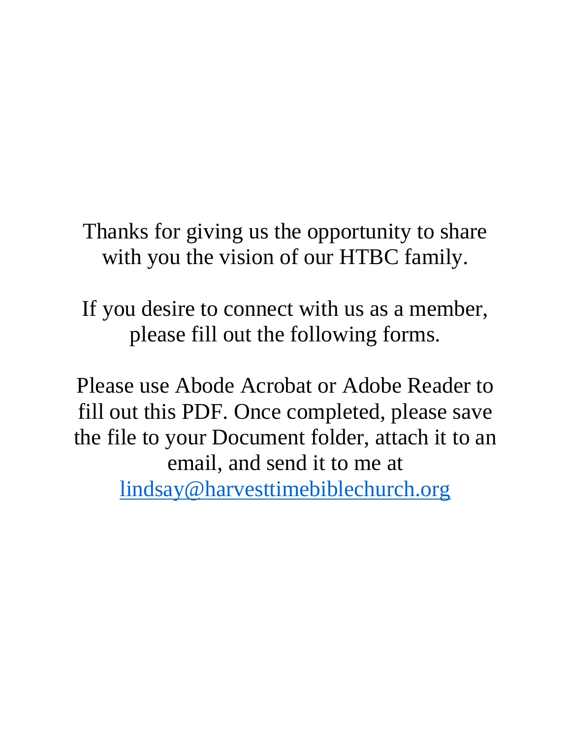Thanks for giving us the opportunity to share with you the vision of our HTBC family.

If you desire to connect with us as a member, please fill out the following forms.

Please use Abode Acrobat or Adobe Reader to fill out this PDF. Once completed, please save the file to your Document folder, attach it to an email, and send it to me at [lindsay@harvesttimebiblechurch.org](mailto:lindsay@harvesttimebiblechurch.org)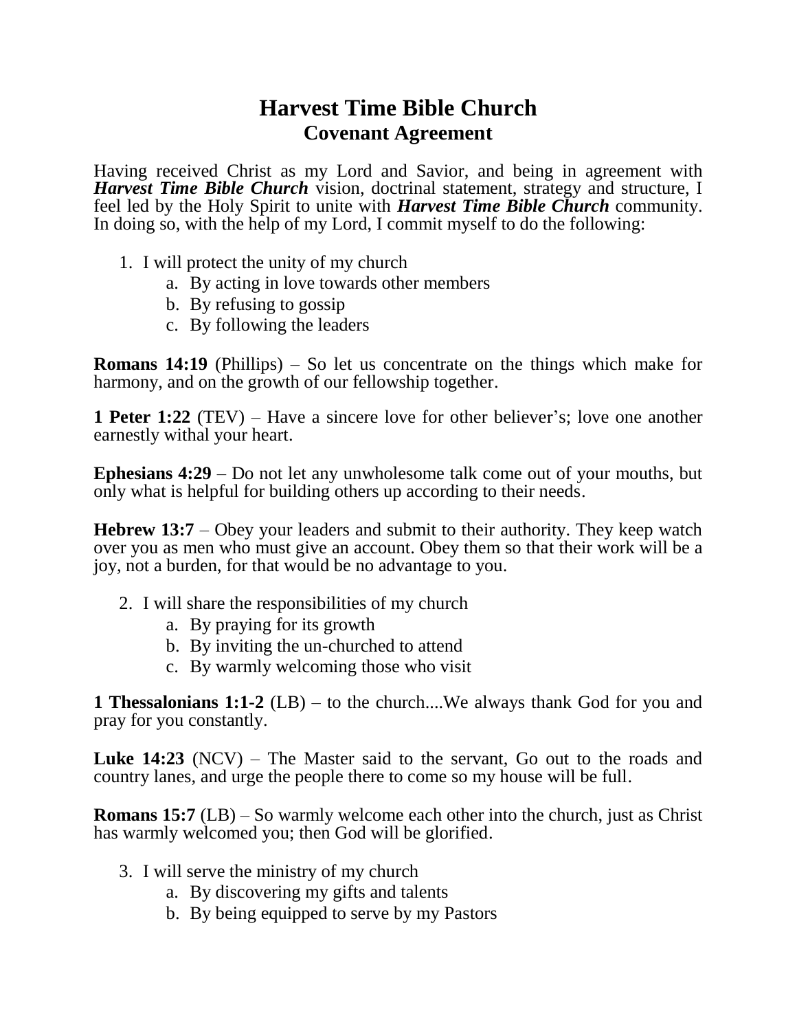# Harvest Time Bible Church
## Covenant Agreement

Having received Christ as my Lord and Savior, and being in agreement with ***Harvest Time Bible Church*** vision, doctrinal statement, strategy and structure, I feel led by the Holy Spirit to unite with ***Harvest Time Bible Church*** community. In doing so, with the help of my Lord, I commit myself to do the following:

1. I will protect the unity of my church
    a. By acting in love towards other members
    b. By refusing to gossip
    c. By following the leaders

**Romans 14:19** (Phillips) – So let us concentrate on the things which make for harmony, and on the growth of our fellowship together.

**1 Peter 1:22** (TEV) – Have a sincere love for other believer's; love one another earnestly withal your heart.

**Ephesians 4:29** – Do not let any unwholesome talk come out of your mouths, but only what is helpful for building others up according to their needs.

**Hebrew 13:7** – Obey your leaders and submit to their authority. They keep watch over you as men who must give an account. Obey them so that their work will be a joy, not a burden, for that would be no advantage to you.

2. I will share the responsibilities of my church
    a. By praying for its growth
    b. By inviting the un-churched to attend
    c. By warmly welcoming those who visit

**1 Thessalonians 1:1-2** (LB) – to the church....We always thank God for you and pray for you constantly.

**Luke 14:23** (NCV) – The Master said to the servant, Go out to the roads and country lanes, and urge the people there to come so my house will be full.

**Romans 15:7** (LB) – So warmly welcome each other into the church, just as Christ has warmly welcomed you; then God will be glorified.

3. I will serve the ministry of my church
    a. By discovering my gifts and talents
    b. By being equipped to serve by my Pastors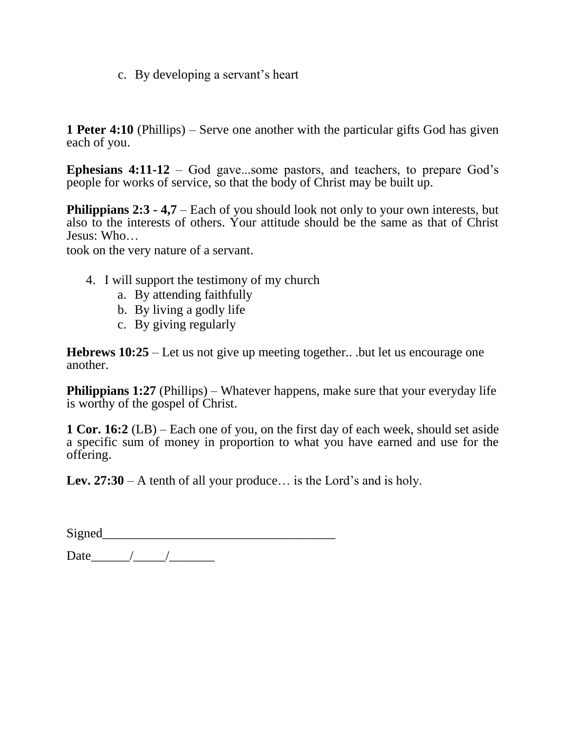c. By developing a servant's heart

**1 Peter 4:10** (Phillips) – Serve one another with the particular gifts God has given each of you.

**Ephesians 4:11-12** – God gave...some pastors, and teachers, to prepare God's people for works of service, so that the body of Christ may be built up.

**Philippians 2:3 - 4,7** – Each of you should look not only to your own interests, but also to the interests of others. Your attitude should be the same as that of Christ Jesus: Who…
took on the very nature of a servant.

4. I will support the testimony of my church
   a. By attending faithfully
   b. By living a godly life
   c. By giving regularly

**Hebrews 10:25** – Let us not give up meeting together.. .but let us encourage one another.

**Philippians 1:27** (Phillips) – Whatever happens, make sure that your everyday life is worthy of the gospel of Christ.

**1 Cor. 16:2** (LB) – Each one of you, on the first day of each week, should set aside a specific sum of money in proportion to what you have earned and use for the offering.

**Lev. 27:30** – A tenth of all your produce… is the Lord's and is holy.

Signed___________________________________

Date______/_____/_______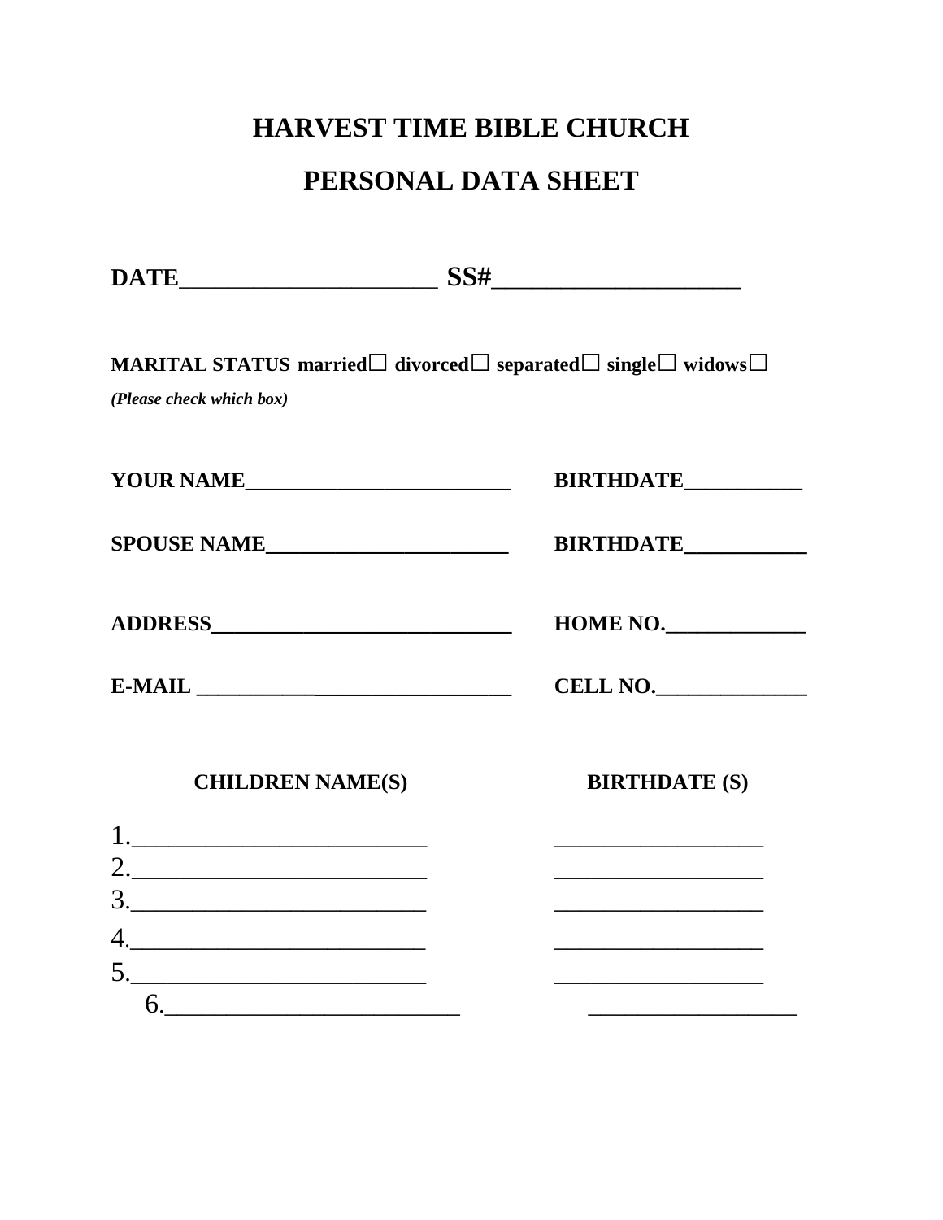# HARVEST TIME BIBLE CHURCH

# PERSONAL DATA SHEET

**DATE**____________________ **SS#**____________________

**MARITAL STATUS married☐ divorced☐ separated☐ single☐ widows☐**
***(Please check which box)***

**YOUR NAME**________________________ **BIRTHDATE**___________

**SPOUSE NAME**______________________ **BIRTHDATE**___________

**ADDRESS**___________________________ **HOME NO.**_____________

**E-MAIL** ____________________________ **CELL NO.**______________

| **CHILDREN NAME(S)** | **BIRTHDATE (S)** |
|---|---|
| 1.________________________ | _________________ |
| 2.________________________ | _________________ |
| 3.________________________ | _________________ |
| 4.________________________ | _________________ |
| 5.________________________ | _________________ |
| 6.________________________ | _________________ |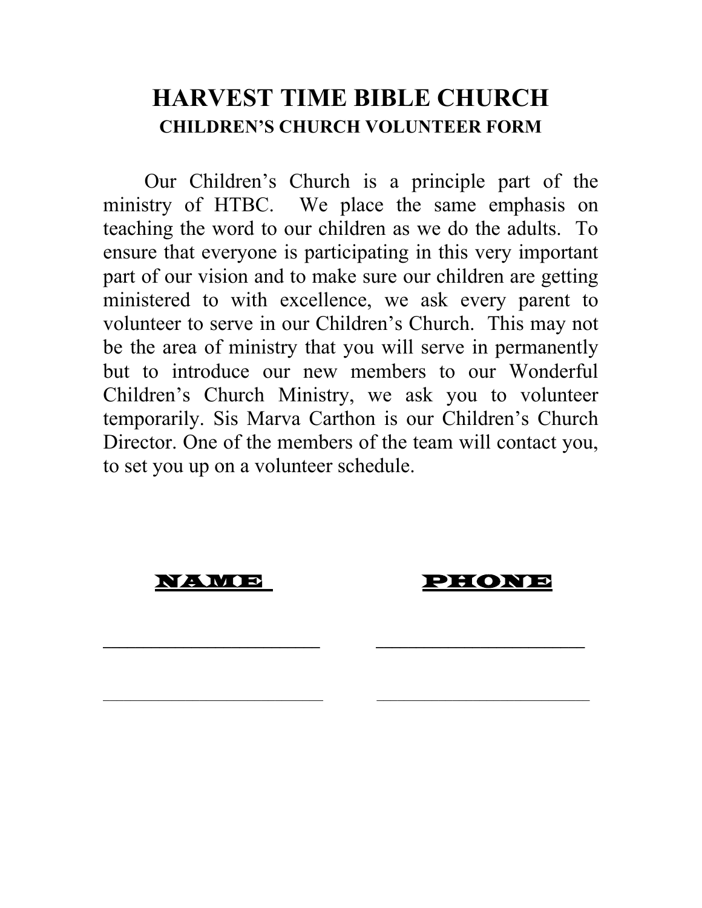# HARVEST TIME BIBLE CHURCH

## CHILDREN'S CHURCH VOLUNTEER FORM

Our Children's Church is a principle part of the ministry of HTBC. We place the same emphasis on teaching the word to our children as we do the adults. To ensure that everyone is participating in this very important part of our vision and to make sure our children are getting ministered to with excellence, we ask every parent to volunteer to serve in our Children's Church. This may not be the area of ministry that you will serve in permanently but to introduce our new members to our Wonderful Children's Church Ministry, we ask you to volunteer temporarily. Sis Marva Carthon is our Children's Church Director. One of the members of the team will contact you, to set you up on a volunteer schedule.

| NAME | PHONE |
| --- | --- |
| ______________________ | ______________________ |
| ______________________ | ______________________ |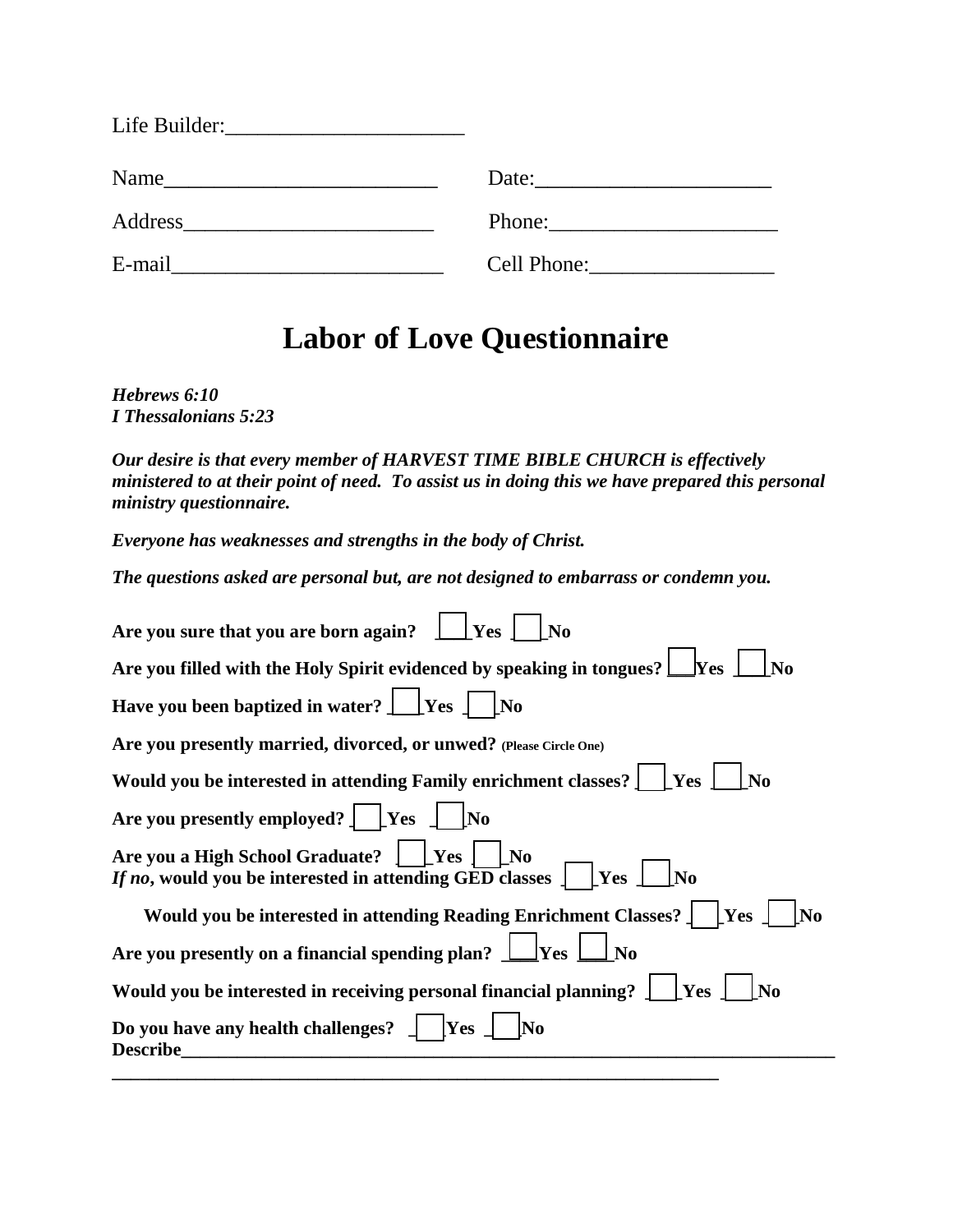Life Builder:______________________

Name_________________________ Date:______________________

Address_______________________ Phone:_____________________

E-mail_________________________ Cell Phone:_________________

# Labor of Love Questionnaire

***Hebrews 6:10***
***I Thessalonians 5:23***

***Our desire is that every member of HARVEST TIME BIBLE CHURCH is effectively ministered to at their point of need. To assist us in doing this we have prepared this personal ministry questionnaire.***

***Everyone has weaknesses and strengths in the body of Christ.***

***The questions asked are personal but, are not designed to embarrass or condemn you.***

**Are you sure that you are born again?** ☐ **Yes** ☐ **No**

**Are you filled with the Holy Spirit evidenced by speaking in tongues?** ☐ **Yes** ☐ **No**

**Have you been baptized in water?** ☐ **Yes** ☐ **No**

**Are you presently married, divorced, or unwed?** **(Please Circle One)**

**Would you be interested in attending Family enrichment classes?** ☐ **Yes** ☐ **No**

**Are you presently employed?** ☐ **Yes** ☐ **No**

**Are you a High School Graduate?** ☐ **Yes** ☐ **No**
***If no*, would you be interested in attending GED classes** ☐ **Yes** ☐ **No**

**Would you be interested in attending Reading Enrichment Classes?** ☐ **Yes** ☐ **No**

**Are you presently on a financial spending plan?** ☐ **Yes** ☐ **No**

**Would you be interested in receiving personal financial planning?** ☐ **Yes** ☐ **No**

**Do you have any health challenges?** ☐ **Yes** ☐ **No**
**Describe**_______________________________________________________________________

_______________________________________________________________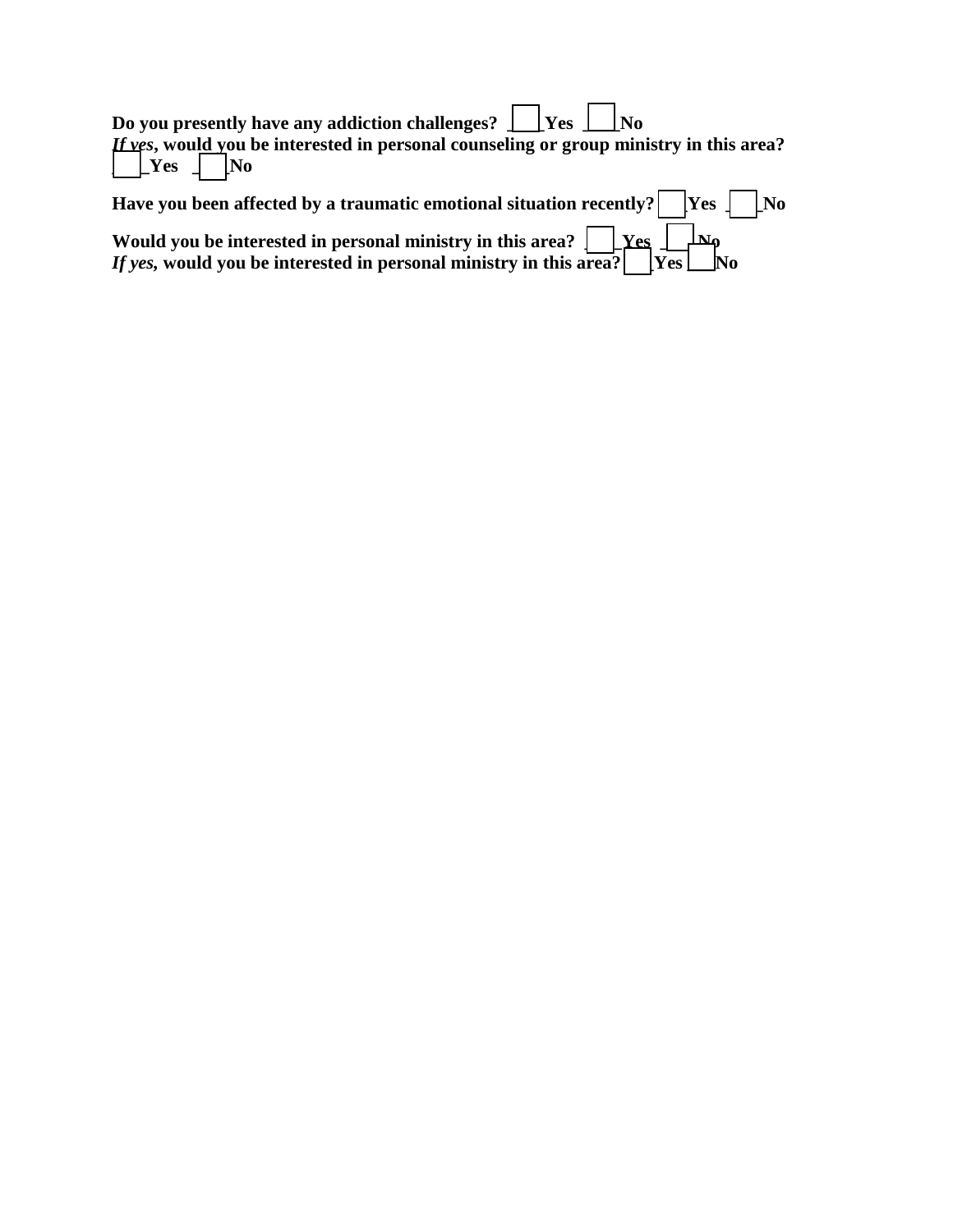**Do you presently have any addiction challenges? ☐ Yes ☐ No**
***If yes*, would you be interested in personal counseling or group ministry in this area?**
**☐ Yes ☐ No**

**Have you been affected by a traumatic emotional situation recently? ☐ Yes ☐ No**

**Would you be interested in personal ministry in this area? ☐ Yes ☐ No**
***If yes*, would you be interested in personal ministry in this area? ☐ Yes ☐ No**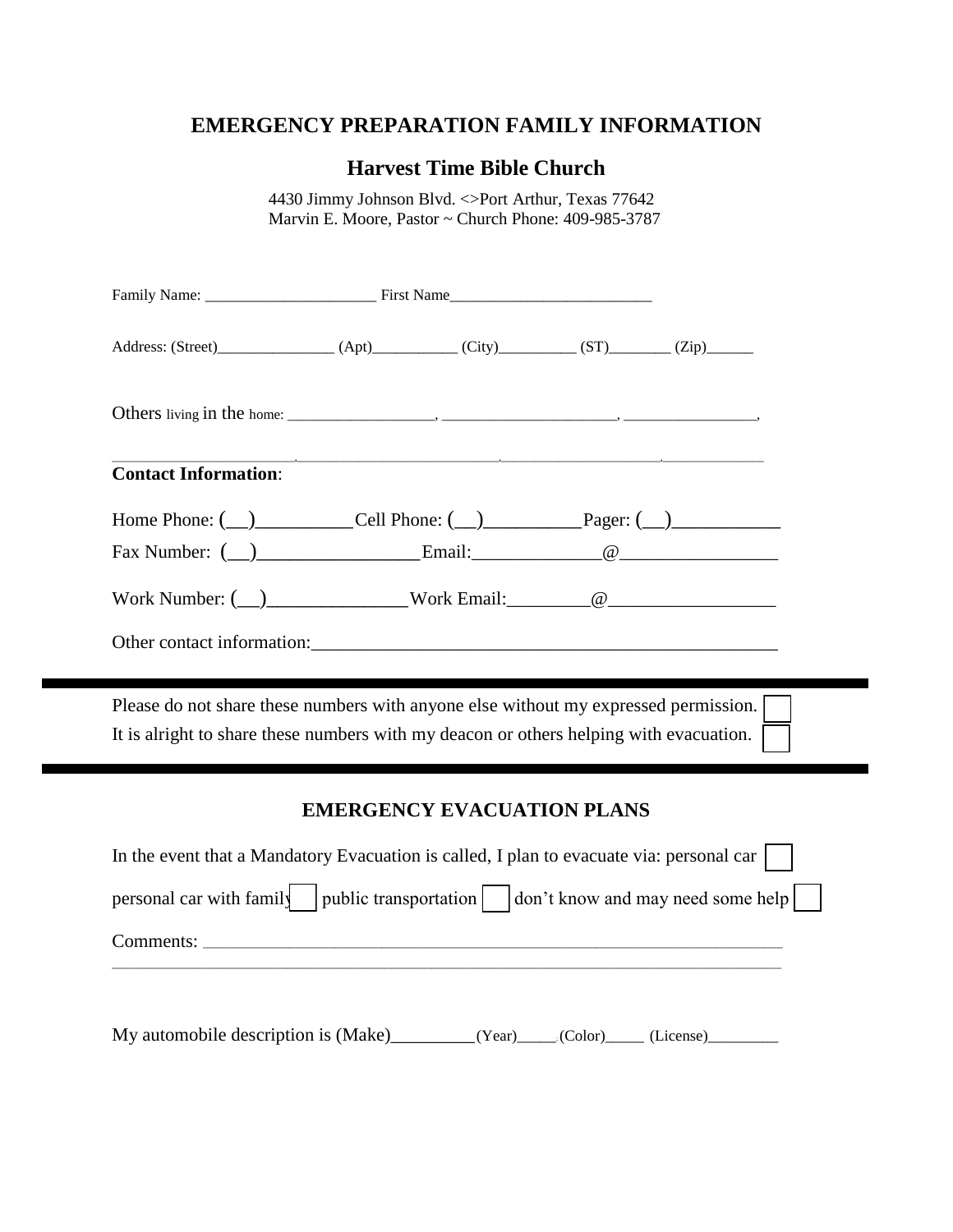## EMERGENCY PREPARATION FAMILY INFORMATION

### Harvest Time Bible Church

4430 Jimmy Johnson Blvd. <>Port Arthur, Texas 77642
Marvin E. Moore, Pastor ~ Church Phone: 409-985-3787

Family Name: ______________________ First Name__________________________

Address: (Street)_______________ (Apt)___________ (City)__________ (ST)________ (Zip)______

Others living in the home: ___________________, ______________________, _________________,

_______________________,__________________________,_____________________,_____________

**Contact Information**:

Home Phone: (__)__________Cell Phone: (__)__________Pager: (__)___________

Fax Number: (__)_________________Email:______________@_________________

Work Number: (__)_______________Work Email:_________@__________________

Other contact information:__________________________________________________

---

Please do not share these numbers with anyone else without my expressed permission. ☐

It is alright to share these numbers with my deacon or others helping with evacuation. ☐

---

### EMERGENCY EVACUATION PLANS

In the event that a Mandatory Evacuation is called, I plan to evacuate via: personal car ☐

personal car with family ☐ public transportation ☐ don't know and may need some help ☐

Comments: ________________________________________________________________

__________________________________________________________________________

My automobile description is (Make)_________(Year)_____ (Color)_____ (License)_________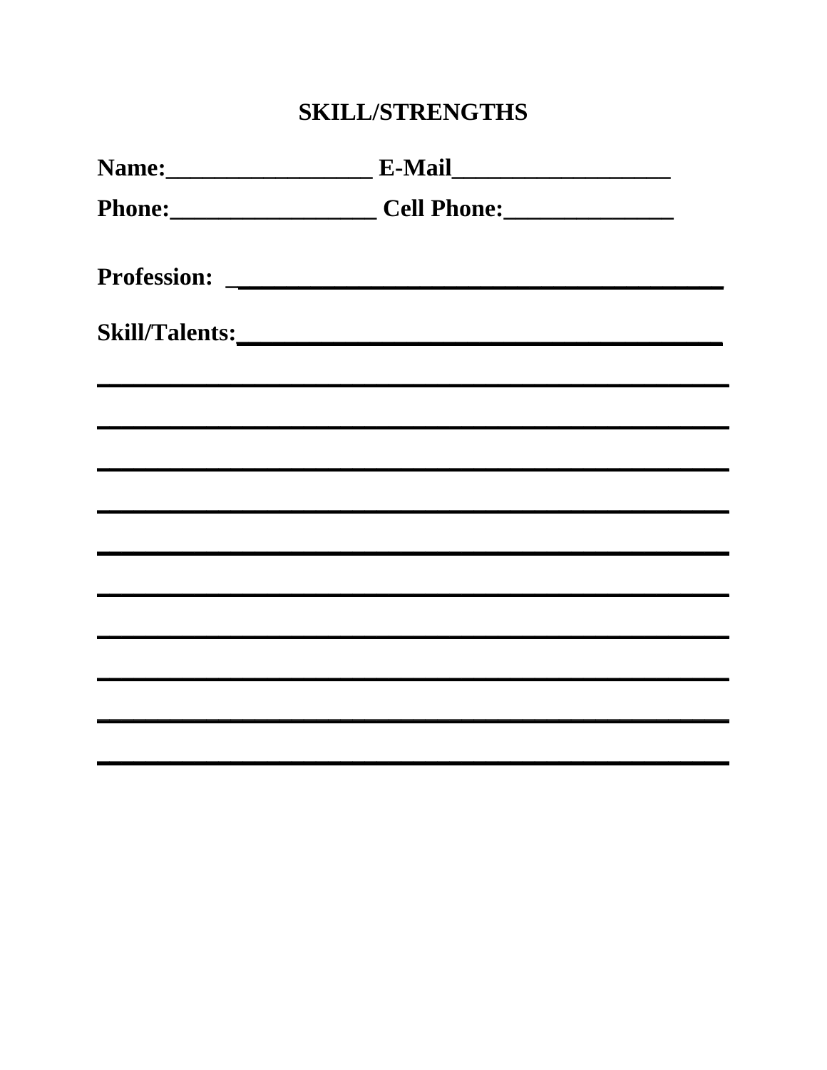## SKILL/STRENGTHS

**Name:_________________ E-Mail__________________**

**Phone:_________________ Cell Phone:______________**

**Profession: _________________________________________**

**Skill/Talents:_________________________________________**

_______________________________________________________

_______________________________________________________

_______________________________________________________

_______________________________________________________

_______________________________________________________

_______________________________________________________

_______________________________________________________

_______________________________________________________

_______________________________________________________

_______________________________________________________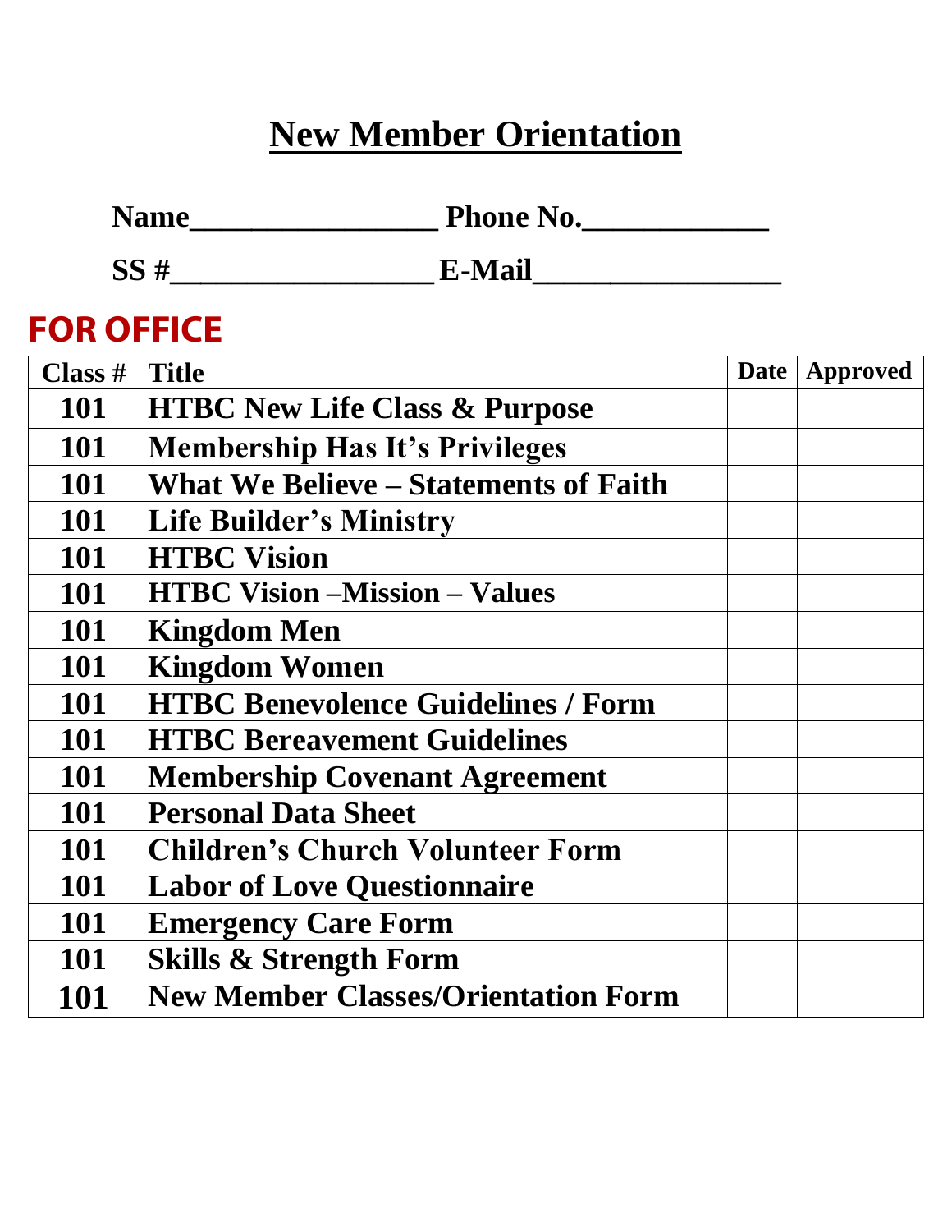# New Member Orientation

**Name________________ Phone No.____________**

**SS #_________________ E-Mail________________**

## FOR OFFICE

| Class # | Title | Date | Approved |
|---|---|---|---|
| 101 | HTBC New Life Class & Purpose | | |
| 101 | Membership Has It's Privileges | | |
| 101 | What We Believe – Statements of Faith | | |
| 101 | Life Builder's Ministry | | |
| 101 | HTBC Vision | | |
| 101 | HTBC Vision –Mission – Values | | |
| 101 | Kingdom Men | | |
| 101 | Kingdom Women | | |
| 101 | HTBC Benevolence Guidelines / Form | | |
| 101 | HTBC Bereavement Guidelines | | |
| 101 | Membership Covenant Agreement | | |
| 101 | Personal Data Sheet | | |
| 101 | Children's Church Volunteer Form | | |
| 101 | Labor of Love Questionnaire | | |
| 101 | Emergency Care Form | | |
| 101 | Skills & Strength Form | | |
| 101 | New Member Classes/Orientation Form | | |